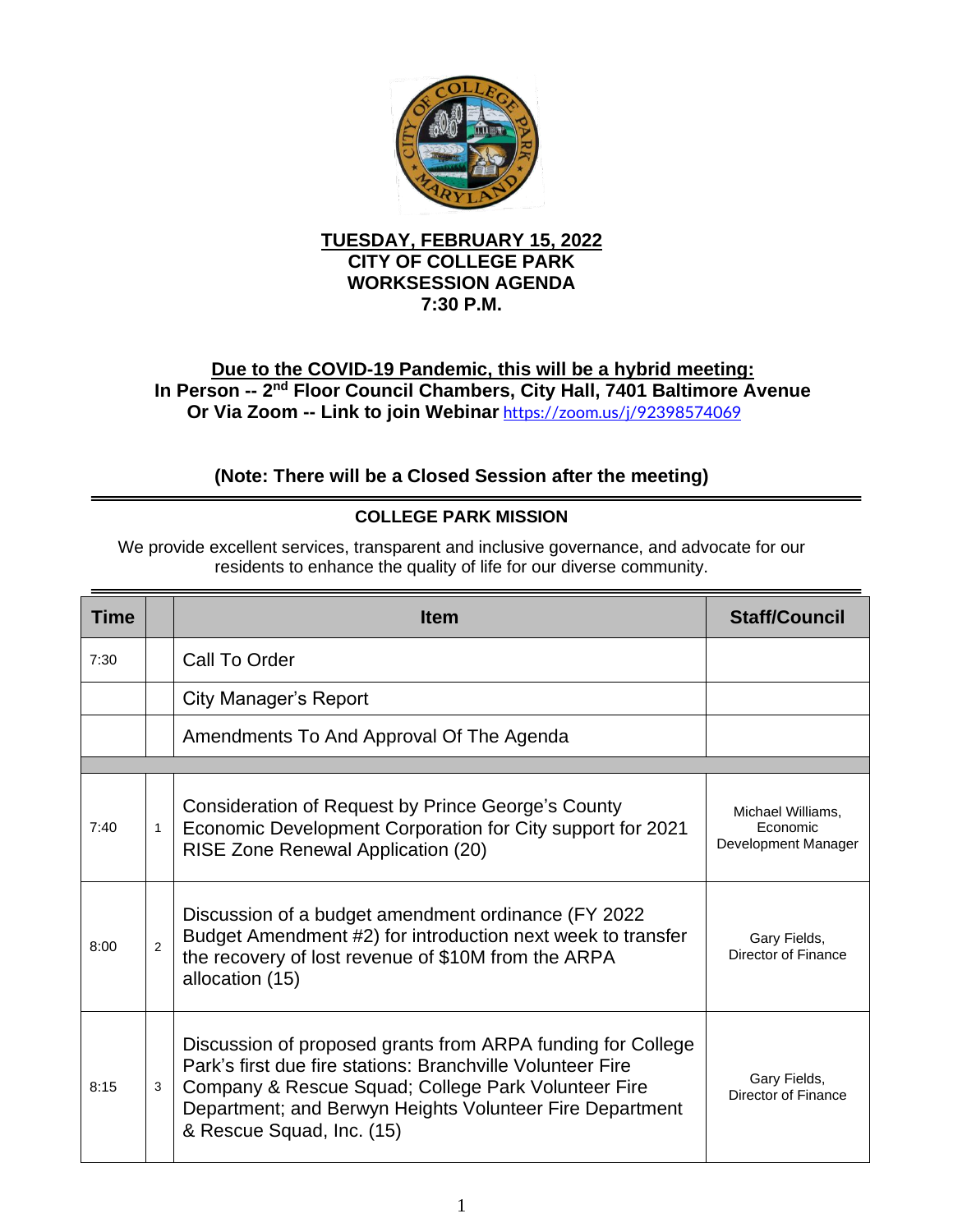**TUESDAY, FEBRUARY 15, 2022**
**CITY OF COLLEGE PARK**
**WORKSESSION AGENDA**
**7:30 P.M.**

**Due to the COVID-19 Pandemic, this will be a hybrid meeting:**
**In Person -- 2nd Floor Council Chambers, City Hall, 7401 Baltimore Avenue**
**Or Via Zoom -- Link to join Webinar** https://zoom.us/j/92398574069

**(Note: There will be a Closed Session after the meeting)**

---

**COLLEGE PARK MISSION**

We provide excellent services, transparent and inclusive governance, and advocate for our residents to enhance the quality of life for our diverse community.

---

| Time | | Item | Staff/Council |
|---|---|---|---|
| 7:30 | | Call To Order | |
| | | City Manager's Report | |
| | | Amendments To And Approval Of The Agenda | |
| | | | |
| 7:40 | 1 | Consideration of Request by Prince George's County Economic Development Corporation for City support for 2021 RISE Zone Renewal Application (20) | Michael Williams, Economic Development Manager |
| 8:00 | 2 | Discussion of a budget amendment ordinance (FY 2022 Budget Amendment #2) for introduction next week to transfer the recovery of lost revenue of $10M from the ARPA allocation (15) | Gary Fields, Director of Finance |
| 8:15 | 3 | Discussion of proposed grants from ARPA funding for College Park's first due fire stations: Branchville Volunteer Fire Company & Rescue Squad; College Park Volunteer Fire Department; and Berwyn Heights Volunteer Fire Department & Rescue Squad, Inc. (15) | Gary Fields, Director of Finance |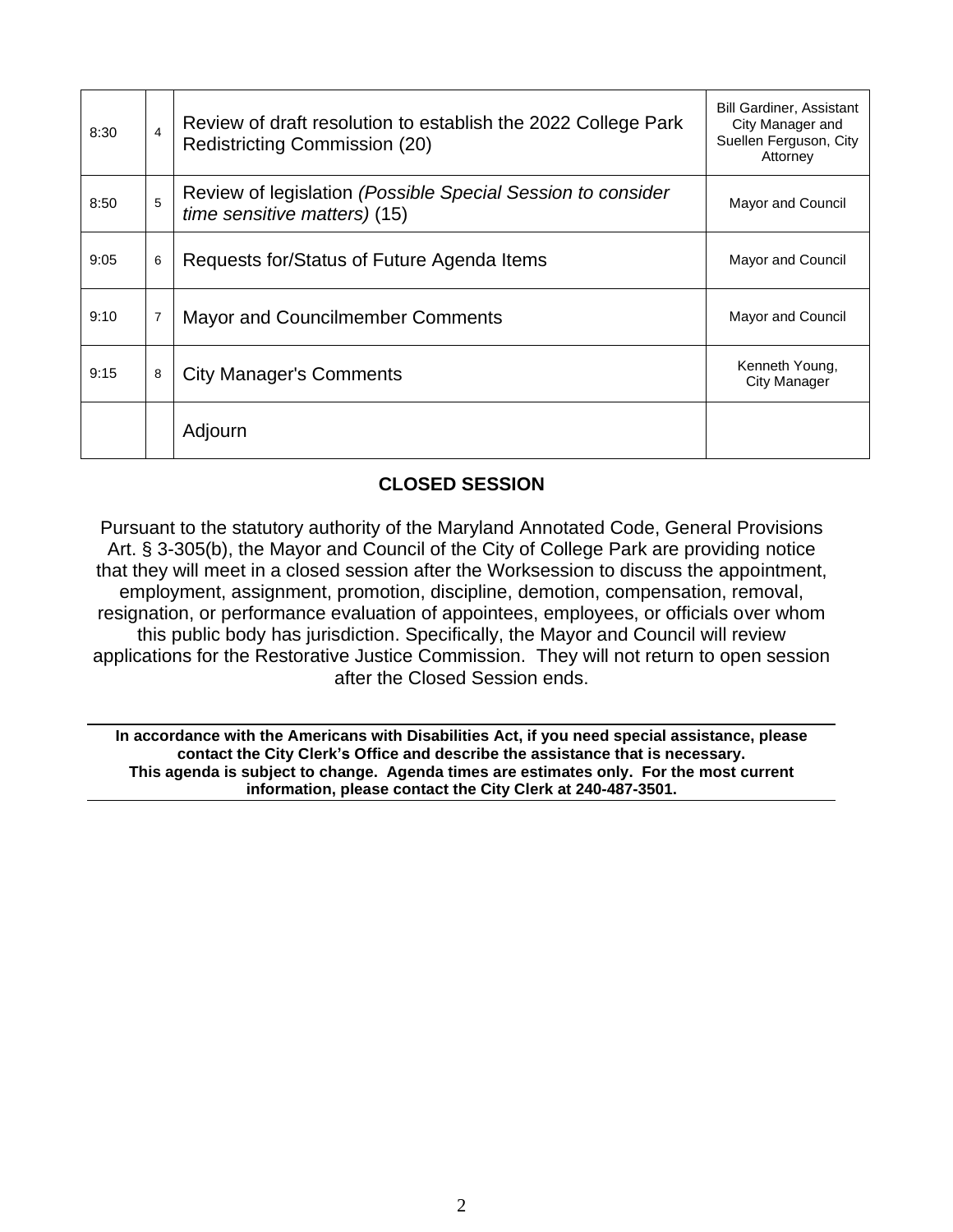| | | | |
|---|---|---|---|
| 8:30 | 4 | Review of draft resolution to establish the 2022 College Park Redistricting Commission (20) | Bill Gardiner, Assistant City Manager and Suellen Ferguson, City Attorney |
| 8:50 | 5 | Review of legislation *(Possible Special Session to consider time sensitive matters)* (15) | Mayor and Council |
| 9:05 | 6 | Requests for/Status of Future Agenda Items | Mayor and Council |
| 9:10 | 7 | Mayor and Councilmember Comments | Mayor and Council |
| 9:15 | 8 | City Manager's Comments | Kenneth Young, City Manager |
| | | Adjourn | |

## CLOSED SESSION

Pursuant to the statutory authority of the Maryland Annotated Code, General Provisions Art. § 3-305(b), the Mayor and Council of the City of College Park are providing notice that they will meet in a closed session after the Worksession to discuss the appointment, employment, assignment, promotion, discipline, demotion, compensation, removal, resignation, or performance evaluation of appointees, employees, or officials over whom this public body has jurisdiction. Specifically, the Mayor and Council will review applications for the Restorative Justice Commission. They will not return to open session after the Closed Session ends.

---

**In accordance with the Americans with Disabilities Act, if you need special assistance, please contact the City Clerk's Office and describe the assistance that is necessary. This agenda is subject to change. Agenda times are estimates only. For the most current information, please contact the City Clerk at 240-487-3501.**

---